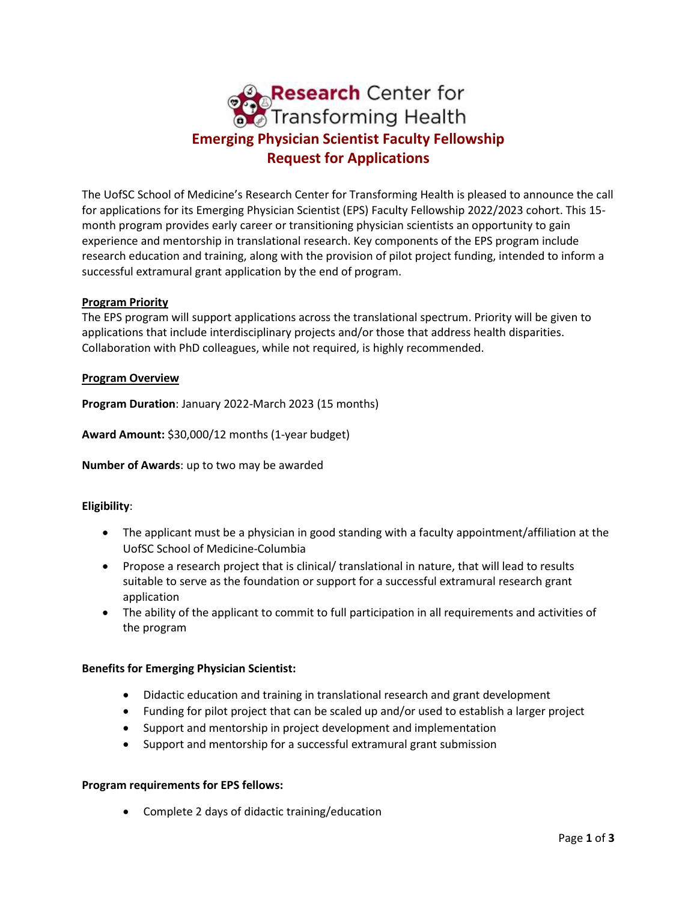# Research Center for Transforming Health

## Emerging Physician Scientist Faculty Fellowship

## Request for Applications

The UofSC School of Medicine's Research Center for Transforming Health is pleased to announce the call for applications for its Emerging Physician Scientist (EPS) Faculty Fellowship 2022/2023 cohort. This 15-month program provides early career or transitioning physician scientists an opportunity to gain experience and mentorship in translational research. Key components of the EPS program include research education and training, along with the provision of pilot project funding, intended to inform a successful extramural grant application by the end of program.

### Program Priority

The EPS program will support applications across the translational spectrum. Priority will be given to applications that include interdisciplinary projects and/or those that address health disparities. Collaboration with PhD colleagues, while not required, is highly recommended.

### Program Overview

**Program Duration**: January 2022-March 2023 (15 months)

**Award Amount:** $30,000/12 months (1-year budget)

**Number of Awards**: up to two may be awarded

**Eligibility**:

- The applicant must be a physician in good standing with a faculty appointment/affiliation at the UofSC School of Medicine-Columbia
- Propose a research project that is clinical/ translational in nature, that will lead to results suitable to serve as the foundation or support for a successful extramural research grant application
- The ability of the applicant to commit to full participation in all requirements and activities of the program

**Benefits for Emerging Physician Scientist:**

- Didactic education and training in translational research and grant development
- Funding for pilot project that can be scaled up and/or used to establish a larger project
- Support and mentorship in project development and implementation
- Support and mentorship for a successful extramural grant submission

**Program requirements for EPS fellows:**

- Complete 2 days of didactic training/education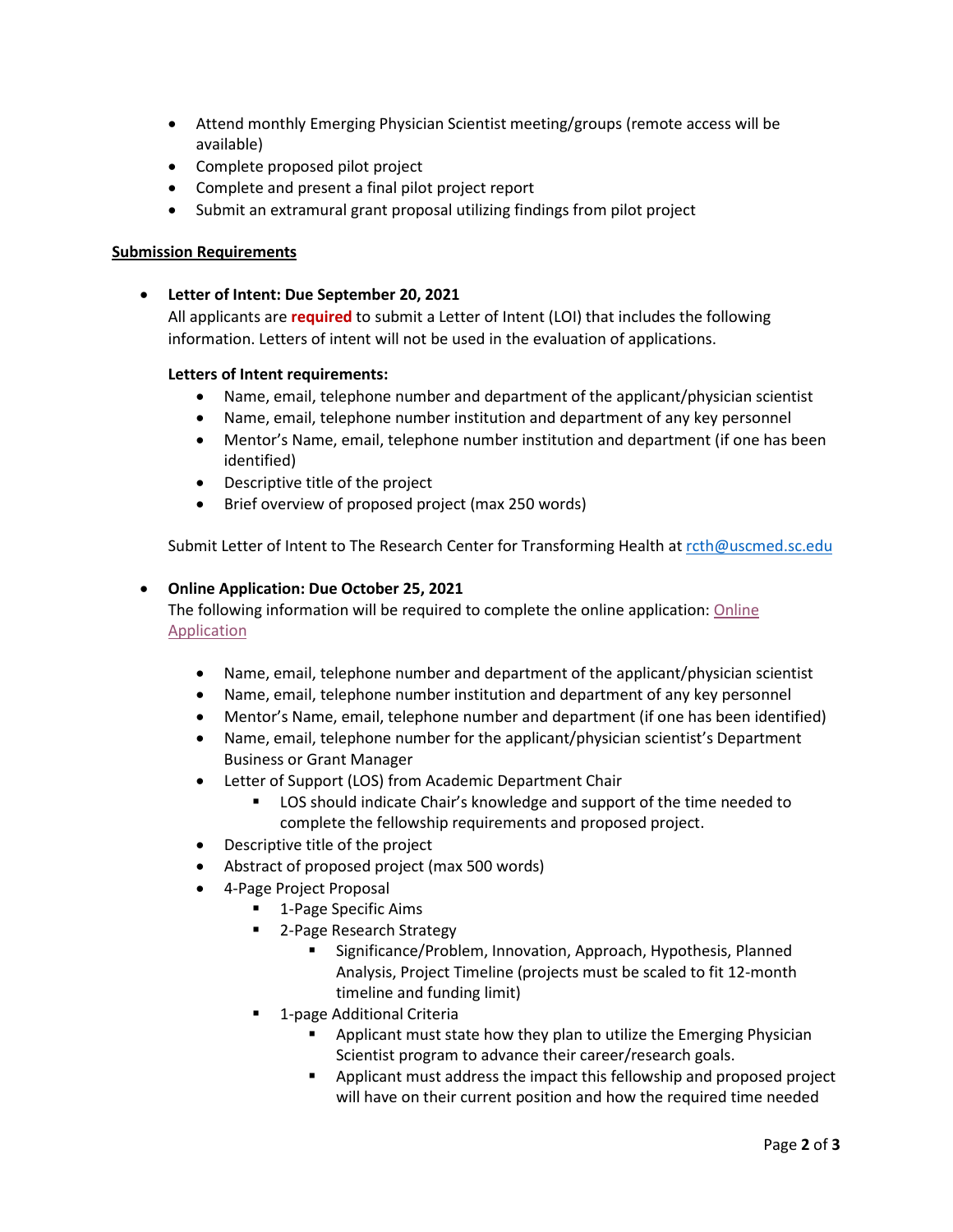- Attend monthly Emerging Physician Scientist meeting/groups (remote access will be available)
- Complete proposed pilot project
- Complete and present a final pilot project report
- Submit an extramural grant proposal utilizing findings from pilot project

**Submission Requirements**

- **Letter of Intent: Due September 20, 2021**
  All applicants are **required** to submit a Letter of Intent (LOI) that includes the following information. Letters of intent will not be used in the evaluation of applications.

  **Letters of Intent requirements:**
  - Name, email, telephone number and department of the applicant/physician scientist
  - Name, email, telephone number institution and department of any key personnel
  - Mentor's Name, email, telephone number institution and department (if one has been identified)
  - Descriptive title of the project
  - Brief overview of proposed project (max 250 words)

  Submit Letter of Intent to The Research Center for Transforming Health at rcth@uscmed.sc.edu

- **Online Application: Due October 25, 2021**
  The following information will be required to complete the online application: Online Application

  - Name, email, telephone number and department of the applicant/physician scientist
  - Name, email, telephone number institution and department of any key personnel
  - Mentor's Name, email, telephone number and department (if one has been identified)
  - Name, email, telephone number for the applicant/physician scientist's Department Business or Grant Manager
  - Letter of Support (LOS) from Academic Department Chair
    - LOS should indicate Chair's knowledge and support of the time needed to complete the fellowship requirements and proposed project.
  - Descriptive title of the project
  - Abstract of proposed project (max 500 words)
  - 4-Page Project Proposal
    - 1-Page Specific Aims
    - 2-Page Research Strategy
      - Significance/Problem, Innovation, Approach, Hypothesis, Planned Analysis, Project Timeline (projects must be scaled to fit 12-month timeline and funding limit)
    - 1-page Additional Criteria
      - Applicant must state how they plan to utilize the Emerging Physician Scientist program to advance their career/research goals.
      - Applicant must address the impact this fellowship and proposed project will have on their current position and how the required time needed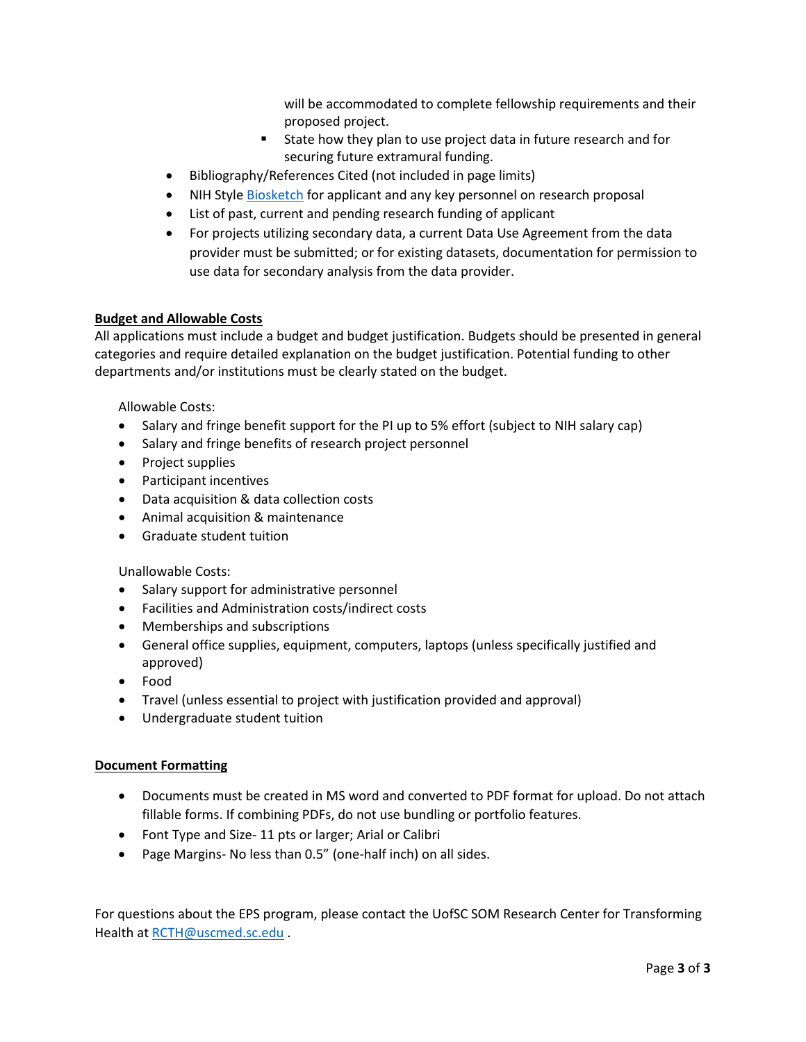will be accommodated to complete fellowship requirements and their proposed project.

    - State how they plan to use project data in future research and for securing future extramural funding.

- Bibliography/References Cited (not included in page limits)
- NIH Style Biosketch for applicant and any key personnel on research proposal
- List of past, current and pending research funding of applicant
- For projects utilizing secondary data, a current Data Use Agreement from the data provider must be submitted; or for existing datasets, documentation for permission to use data for secondary analysis from the data provider.

**Budget and Allowable Costs**

All applications must include a budget and budget justification. Budgets should be presented in general categories and require detailed explanation on the budget justification. Potential funding to other departments and/or institutions must be clearly stated on the budget.

Allowable Costs:

- Salary and fringe benefit support for the PI up to 5% effort (subject to NIH salary cap)
- Salary and fringe benefits of research project personnel
- Project supplies
- Participant incentives
- Data acquisition & data collection costs
- Animal acquisition & maintenance
- Graduate student tuition

Unallowable Costs:

- Salary support for administrative personnel
- Facilities and Administration costs/indirect costs
- Memberships and subscriptions
- General office supplies, equipment, computers, laptops (unless specifically justified and approved)
- Food
- Travel (unless essential to project with justification provided and approval)
- Undergraduate student tuition

**Document Formatting**

- Documents must be created in MS word and converted to PDF format for upload. Do not attach fillable forms. If combining PDFs, do not use bundling or portfolio features.
- Font Type and Size- 11 pts or larger; Arial or Calibri
- Page Margins- No less than 0.5" (one-half inch) on all sides.

For questions about the EPS program, please contact the UofSC SOM Research Center for Transforming Health at RCTH@uscmed.sc.edu .